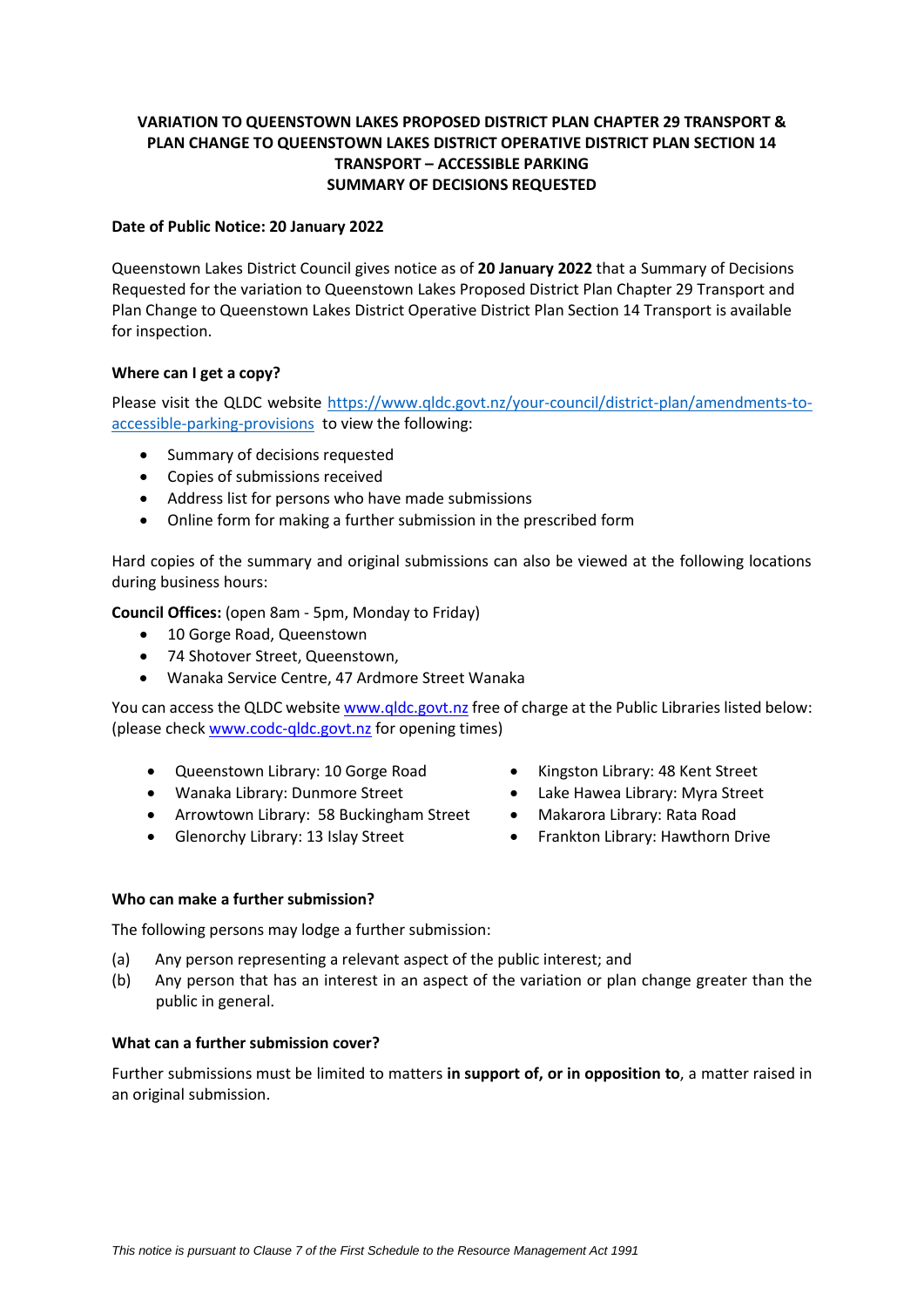# VARIATION TO QUEENSTOWN LAKES PROPOSED DISTRICT PLAN CHAPTER 29 TRANSPORT & PLAN CHANGE TO QUEENSTOWN LAKES DISTRICT OPERATIVE DISTRICT PLAN SECTION 14 TRANSPORT – ACCESSIBLE PARKING SUMMARY OF DECISIONS REQUESTED

**Date of Public Notice: 20 January 2022**

Queenstown Lakes District Council gives notice as of **20 January 2022** that a Summary of Decisions Requested for the variation to Queenstown Lakes Proposed District Plan Chapter 29 Transport and Plan Change to Queenstown Lakes District Operative District Plan Section 14 Transport is available for inspection.

**Where can I get a copy?**

Please visit the QLDC website https://www.qldc.govt.nz/your-council/district-plan/amendments-to-accessible-parking-provisions to view the following:

- Summary of decisions requested
- Copies of submissions received
- Address list for persons who have made submissions
- Online form for making a further submission in the prescribed form

Hard copies of the summary and original submissions can also be viewed at the following locations during business hours:

**Council Offices:** (open 8am - 5pm, Monday to Friday)

- 10 Gorge Road, Queenstown
- 74 Shotover Street, Queenstown,
- Wanaka Service Centre, 47 Ardmore Street Wanaka

You can access the QLDC website www.qldc.govt.nz free of charge at the Public Libraries listed below: (please check www.codc-qldc.govt.nz for opening times)

- Queenstown Library: 10 Gorge Road
- Wanaka Library: Dunmore Street
- Arrowtown Library: 58 Buckingham Street
- Glenorchy Library: 13 Islay Street
- Kingston Library: 48 Kent Street
- Lake Hawea Library: Myra Street
- Makarora Library: Rata Road
- Frankton Library: Hawthorn Drive

**Who can make a further submission?**

The following persons may lodge a further submission:

(a) Any person representing a relevant aspect of the public interest; and

(b) Any person that has an interest in an aspect of the variation or plan change greater than the public in general.

**What can a further submission cover?**

Further submissions must be limited to matters **in support of, or in opposition to**, a matter raised in an original submission.

*This notice is pursuant to Clause 7 of the First Schedule to the Resource Management Act 1991*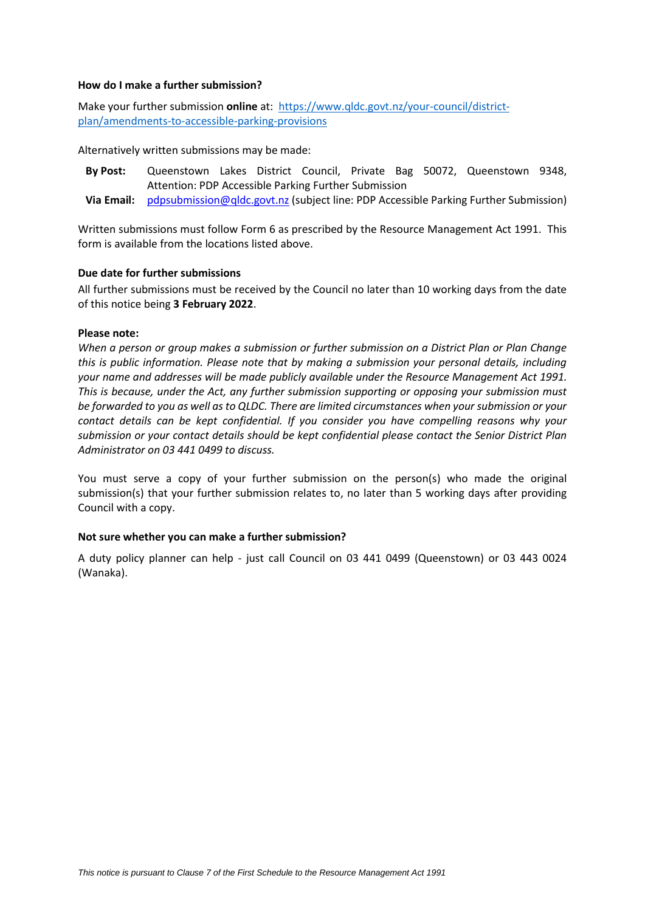**How do I make a further submission?**

Make your further submission **online** at: [https://www.qldc.govt.nz/your-council/district-plan/amendments-to-accessible-parking-provisions](https://www.qldc.govt.nz/your-council/district-plan/amendments-to-accessible-parking-provisions)

Alternatively written submissions may be made:

**By Post:** Queenstown Lakes District Council, Private Bag 50072, Queenstown 9348, Attention: PDP Accessible Parking Further Submission

**Via Email:** [pdpsubmission@qldc.govt.nz](mailto:pdpsubmission@qldc.govt.nz) (subject line: PDP Accessible Parking Further Submission)

Written submissions must follow Form 6 as prescribed by the Resource Management Act 1991. This form is available from the locations listed above.

**Due date for further submissions**

All further submissions must be received by the Council no later than 10 working days from the date of this notice being **3 February 2022**.

**Please note:**

*When a person or group makes a submission or further submission on a District Plan or Plan Change this is public information. Please note that by making a submission your personal details, including your name and addresses will be made publicly available under the Resource Management Act 1991. This is because, under the Act, any further submission supporting or opposing your submission must be forwarded to you as well as to QLDC. There are limited circumstances when your submission or your contact details can be kept confidential. If you consider you have compelling reasons why your submission or your contact details should be kept confidential please contact the Senior District Plan Administrator on 03 441 0499 to discuss.*

You must serve a copy of your further submission on the person(s) who made the original submission(s) that your further submission relates to, no later than 5 working days after providing Council with a copy.

**Not sure whether you can make a further submission?**

A duty policy planner can help - just call Council on 03 441 0499 (Queenstown) or 03 443 0024 (Wanaka).

*This notice is pursuant to Clause 7 of the First Schedule to the Resource Management Act 1991*